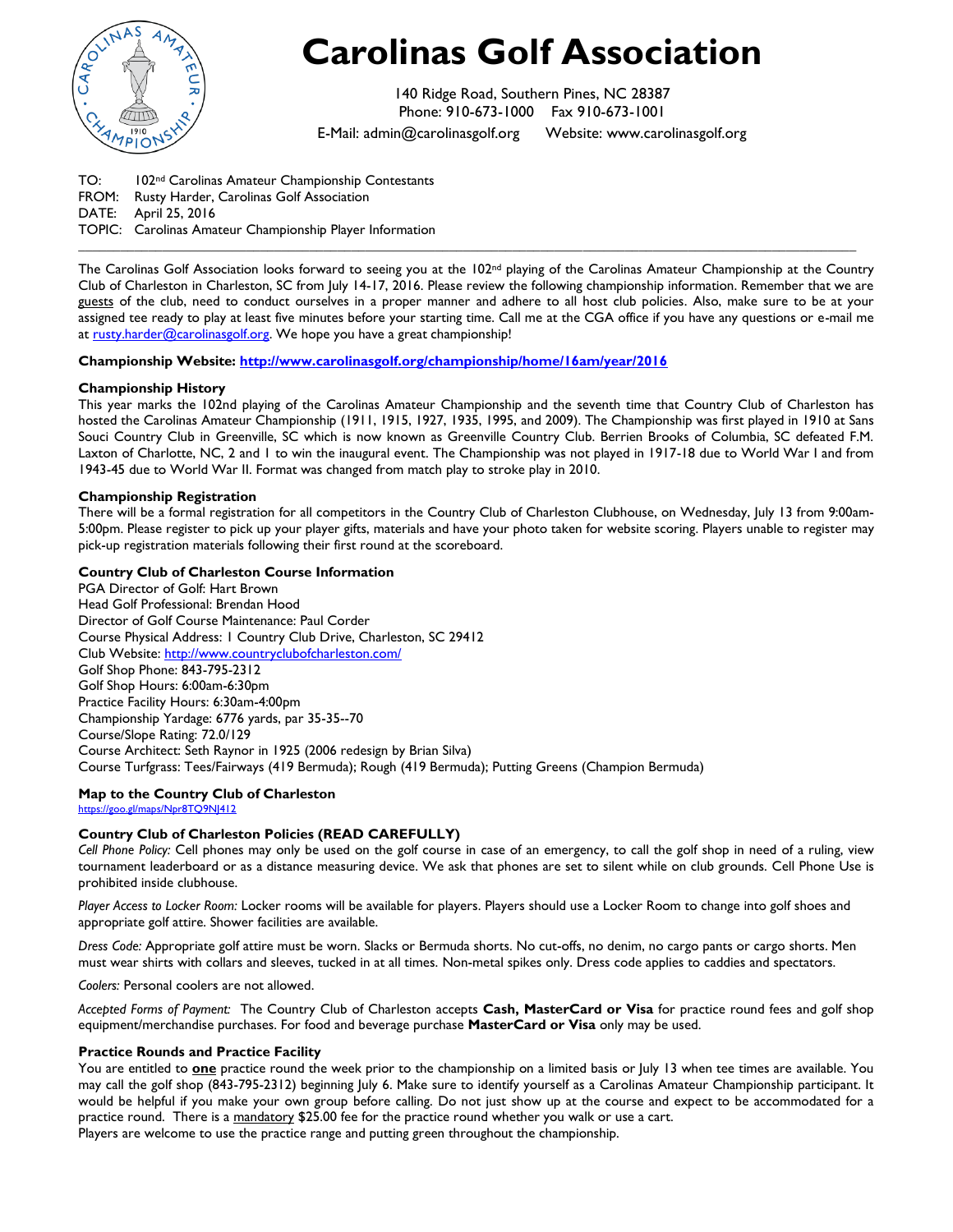# Carolinas Golf Association

140 Ridge Road, Southern Pines, NC 28387
Phone: 910-673-1000 Fax 910-673-1001
E-Mail: admin@carolinasgolf.org Website: www.carolinasgolf.org

TO: 102nd Carolinas Amateur Championship Contestants
FROM: Rusty Harder, Carolinas Golf Association
DATE: April 25, 2016
TOPIC: Carolinas Amateur Championship Player Information

---

The Carolinas Golf Association looks forward to seeing you at the 102nd playing of the Carolinas Amateur Championship at the Country Club of Charleston in Charleston, SC from July 14-17, 2016. Please review the following championship information. Remember that we are guests of the club, need to conduct ourselves in a proper manner and adhere to all host club policies. Also, make sure to be at your assigned tee ready to play at least five minutes before your starting time. Call me at the CGA office if you have any questions or e-mail me at rusty.harder@carolinasgolf.org. We hope you have a great championship!

**Championship Website: http://www.carolinasgolf.org/championship/home/16am/year/2016**

**Championship History**
This year marks the 102nd playing of the Carolinas Amateur Championship and the seventh time that Country Club of Charleston has hosted the Carolinas Amateur Championship (1911, 1915, 1927, 1935, 1995, and 2009). The Championship was first played in 1910 at Sans Souci Country Club in Greenville, SC which is now known as Greenville Country Club. Berrien Brooks of Columbia, SC defeated F.M. Laxton of Charlotte, NC, 2 and 1 to win the inaugural event. The Championship was not played in 1917-18 due to World War I and from 1943-45 due to World War II. Format was changed from match play to stroke play in 2010.

**Championship Registration**
There will be a formal registration for all competitors in the Country Club of Charleston Clubhouse, on Wednesday, July 13 from 9:00am-5:00pm. Please register to pick up your player gifts, materials and have your photo taken for website scoring. Players unable to register may pick-up registration materials following their first round at the scoreboard.

**Country Club of Charleston Course Information**
PGA Director of Golf: Hart Brown
Head Golf Professional: Brendan Hood
Director of Golf Course Maintenance: Paul Corder
Course Physical Address: 1 Country Club Drive, Charleston, SC 29412
Club Website: http://www.countryclubofcharleston.com/
Golf Shop Phone: 843-795-2312
Golf Shop Hours: 6:00am-6:30pm
Practice Facility Hours: 6:30am-4:00pm
Championship Yardage: 6776 yards, par 35-35--70
Course/Slope Rating: 72.0/129
Course Architect: Seth Raynor in 1925 (2006 redesign by Brian Silva)
Course Turfgrass: Tees/Fairways (419 Bermuda); Rough (419 Bermuda); Putting Greens (Champion Bermuda)

**Map to the Country Club of Charleston**
https://goo.gl/maps/Npr8TQ9NJ412

**Country Club of Charleston Policies (READ CAREFULLY)**
*Cell Phone Policy:* Cell phones may only be used on the golf course in case of an emergency, to call the golf shop in need of a ruling, view tournament leaderboard or as a distance measuring device. We ask that phones are set to silent while on club grounds. Cell Phone Use is prohibited inside clubhouse.

*Player Access to Locker Room:* Locker rooms will be available for players. Players should use a Locker Room to change into golf shoes and appropriate golf attire. Shower facilities are available.

*Dress Code:* Appropriate golf attire must be worn. Slacks or Bermuda shorts. No cut-offs, no denim, no cargo pants or cargo shorts. Men must wear shirts with collars and sleeves, tucked in at all times. Non-metal spikes only. Dress code applies to caddies and spectators.

*Coolers:* Personal coolers are not allowed.

*Accepted Forms of Payment:* The Country Club of Charleston accepts **Cash, MasterCard or Visa** for practice round fees and golf shop equipment/merchandise purchases. For food and beverage purchase **MasterCard or Visa** only may be used.

**Practice Rounds and Practice Facility**
You are entitled to **one** practice round the week prior to the championship on a limited basis or July 13 when tee times are available. You may call the golf shop (843-795-2312) beginning July 6. Make sure to identify yourself as a Carolinas Amateur Championship participant. It would be helpful if you make your own group before calling. Do not just show up at the course and expect to be accommodated for a practice round. There is a mandatory $25.00 fee for the practice round whether you walk or use a cart.
Players are welcome to use the practice range and putting green throughout the championship.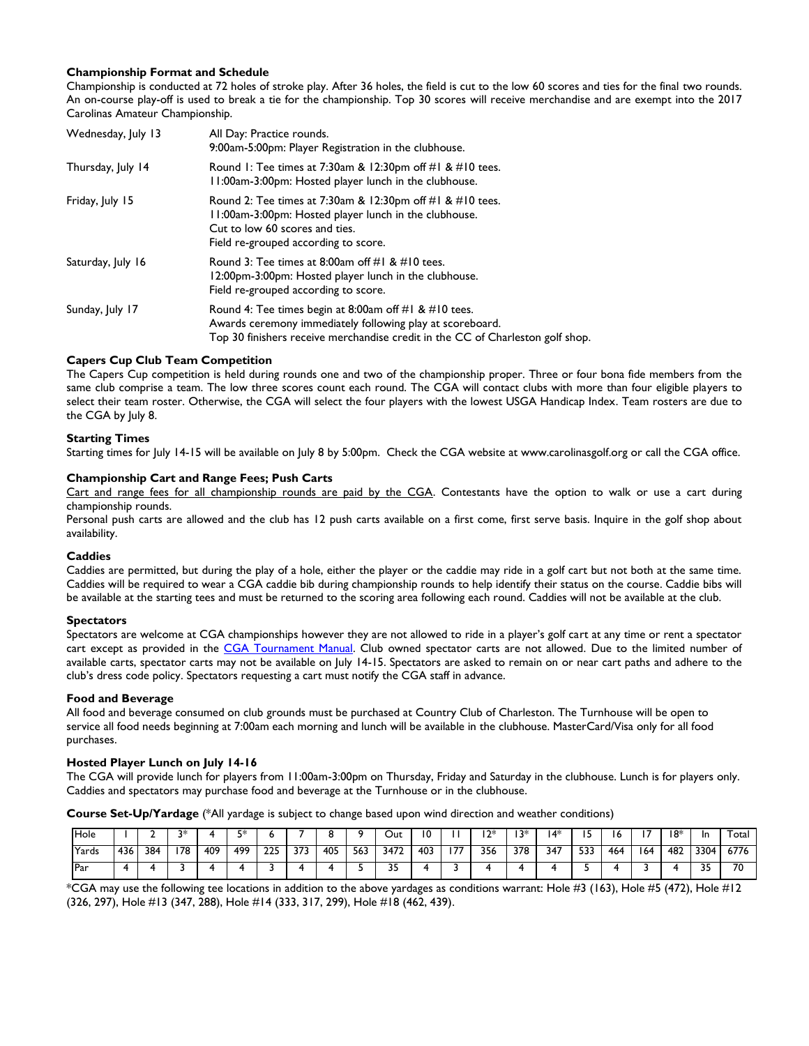**Championship Format and Schedule**

Championship is conducted at 72 holes of stroke play. After 36 holes, the field is cut to the low 60 scores and ties for the final two rounds. An on-course play-off is used to break a tie for the championship. Top 30 scores will receive merchandise and are exempt into the 2017 Carolinas Amateur Championship.

| | |
|---|---|
| Wednesday, July 13 | All Day: Practice rounds.<br>9:00am-5:00pm: Player Registration in the clubhouse. |
| Thursday, July 14 | Round 1: Tee times at 7:30am & 12:30pm off #1 & #10 tees.<br>11:00am-3:00pm: Hosted player lunch in the clubhouse. |
| Friday, July 15 | Round 2: Tee times at 7:30am & 12:30pm off #1 & #10 tees.<br>11:00am-3:00pm: Hosted player lunch in the clubhouse.<br>Cut to low 60 scores and ties.<br>Field re-grouped according to score. |
| Saturday, July 16 | Round 3: Tee times at 8:00am off #1 & #10 tees.<br>12:00pm-3:00pm: Hosted player lunch in the clubhouse.<br>Field re-grouped according to score. |
| Sunday, July 17 | Round 4: Tee times begin at 8:00am off #1 & #10 tees.<br>Awards ceremony immediately following play at scoreboard.<br>Top 30 finishers receive merchandise credit in the CC of Charleston golf shop. |

**Capers Cup Club Team Competition**

The Capers Cup competition is held during rounds one and two of the championship proper. Three or four bona fide members from the same club comprise a team. The low three scores count each round. The CGA will contact clubs with more than four eligible players to select their team roster. Otherwise, the CGA will select the four players with the lowest USGA Handicap Index. Team rosters are due to the CGA by July 8.

**Starting Times**

Starting times for July 14-15 will be available on July 8 by 5:00pm. Check the CGA website at www.carolinasgolf.org or call the CGA office.

**Championship Cart and Range Fees; Push Carts**

Cart and range fees for all championship rounds are paid by the CGA. Contestants have the option to walk or use a cart during championship rounds.

Personal push carts are allowed and the club has 12 push carts available on a first come, first serve basis. Inquire in the golf shop about availability.

**Caddies**

Caddies are permitted, but during the play of a hole, either the player or the caddie may ride in a golf cart but not both at the same time. Caddies will be required to wear a CGA caddie bib during championship rounds to help identify their status on the course. Caddie bibs will be available at the starting tees and must be returned to the scoring area following each round. Caddies will not be available at the club.

**Spectators**

Spectators are welcome at CGA championships however they are not allowed to ride in a player's golf cart at any time or rent a spectator cart except as provided in the CGA Tournament Manual. Club owned spectator carts are not allowed. Due to the limited number of available carts, spectator carts may not be available on July 14-15. Spectators are asked to remain on or near cart paths and adhere to the club's dress code policy. Spectators requesting a cart must notify the CGA staff in advance.

**Food and Beverage**

All food and beverage consumed on club grounds must be purchased at Country Club of Charleston. The Turnhouse will be open to service all food needs beginning at 7:00am each morning and lunch will be available in the clubhouse. MasterCard/Visa only for all food purchases.

**Hosted Player Lunch on July 14-16**

The CGA will provide lunch for players from 11:00am-3:00pm on Thursday, Friday and Saturday in the clubhouse. Lunch is for players only. Caddies and spectators may purchase food and beverage at the Turnhouse or in the clubhouse.

**Course Set-Up/Yardage** (*All yardage is subject to change based upon wind direction and weather conditions)

| Hole | 1 | 2 | 3* | 4 | 5* | 6 | 7 | 8 | 9 | Out | 10 | 11 | 12* | 13* | 14* | 15 | 16 | 17 | 18* | In | Total |
|---|---|---|---|---|---|---|---|---|---|---|---|---|---|---|---|---|---|---|---|---|---|
| Yards | 436 | 384 | 178 | 409 | 499 | 225 | 373 | 405 | 563 | 3472 | 403 | 177 | 356 | 378 | 347 | 533 | 464 | 164 | 482 | 3304 | 6776 |
| Par | 4 | 4 | 3 | 4 | 4 | 3 | 4 | 4 | 5 | 35 | 4 | 3 | 4 | 4 | 4 | 5 | 4 | 3 | 4 | 35 | 70 |

*CGA may use the following tee locations in addition to the above yardages as conditions warrant: Hole #3 (163), Hole #5 (472), Hole #12 (326, 297), Hole #13 (347, 288), Hole #14 (333, 317, 299), Hole #18 (462, 439).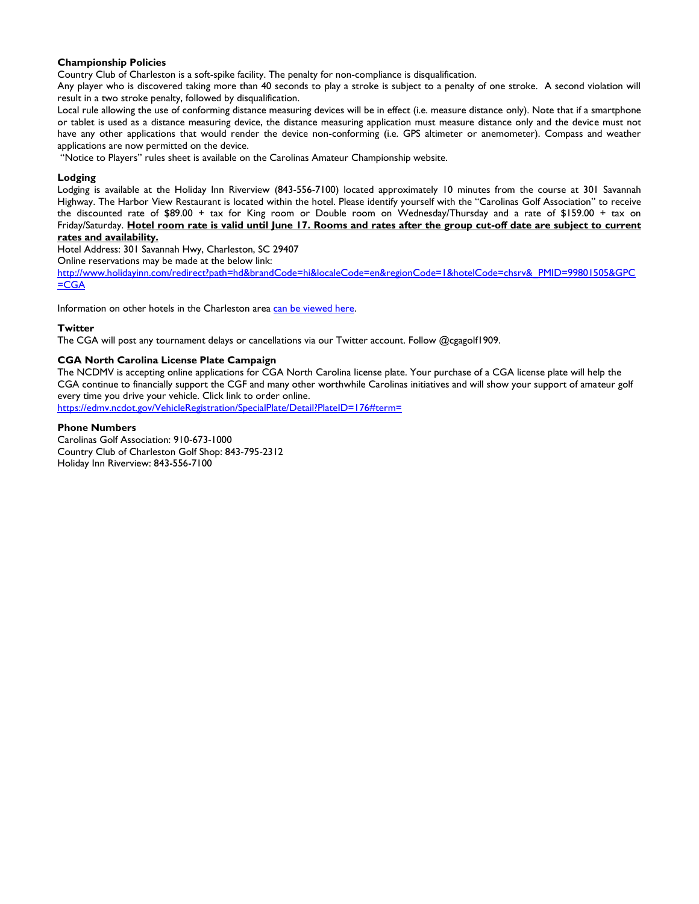**Championship Policies**

Country Club of Charleston is a soft-spike facility. The penalty for non-compliance is disqualification.

Any player who is discovered taking more than 40 seconds to play a stroke is subject to a penalty of one stroke. A second violation will result in a two stroke penalty, followed by disqualification.

Local rule allowing the use of conforming distance measuring devices will be in effect (i.e. measure distance only). Note that if a smartphone or tablet is used as a distance measuring device, the distance measuring application must measure distance only and the device must not have any other applications that would render the device non-conforming (i.e. GPS altimeter or anemometer). Compass and weather applications are now permitted on the device.

"Notice to Players" rules sheet is available on the Carolinas Amateur Championship website.

**Lodging**

Lodging is available at the Holiday Inn Riverview (843-556-7100) located approximately 10 minutes from the course at 301 Savannah Highway. The Harbor View Restaurant is located within the hotel. Please identify yourself with the "Carolinas Golf Association" to receive the discounted rate of $89.00 + tax for King room or Double room on Wednesday/Thursday and a rate of $159.00 + tax on Friday/Saturday. **Hotel room rate is valid until June 17. Rooms and rates after the group cut-off date are subject to current rates and availability.**

Hotel Address: 301 Savannah Hwy, Charleston, SC 29407

Online reservations may be made at the below link:

http://www.holidayinn.com/redirect?path=hd&brandCode=hi&localeCode=en&regionCode=1&hotelCode=chsrv&_PMID=99801505&GPC=CGA

Information on other hotels in the Charleston area can be viewed here.

**Twitter**

The CGA will post any tournament delays or cancellations via our Twitter account. Follow @cgagolf1909.

**CGA North Carolina License Plate Campaign**

The NCDMV is accepting online applications for CGA North Carolina license plate. Your purchase of a CGA license plate will help the CGA continue to financially support the CGF and many other worthwhile Carolinas initiatives and will show your support of amateur golf every time you drive your vehicle. Click link to order online.

https://edmv.ncdot.gov/VehicleRegistration/SpecialPlate/Detail?PlateID=176#term=

**Phone Numbers**

Carolinas Golf Association: 910-673-1000
Country Club of Charleston Golf Shop: 843-795-2312
Holiday Inn Riverview: 843-556-7100